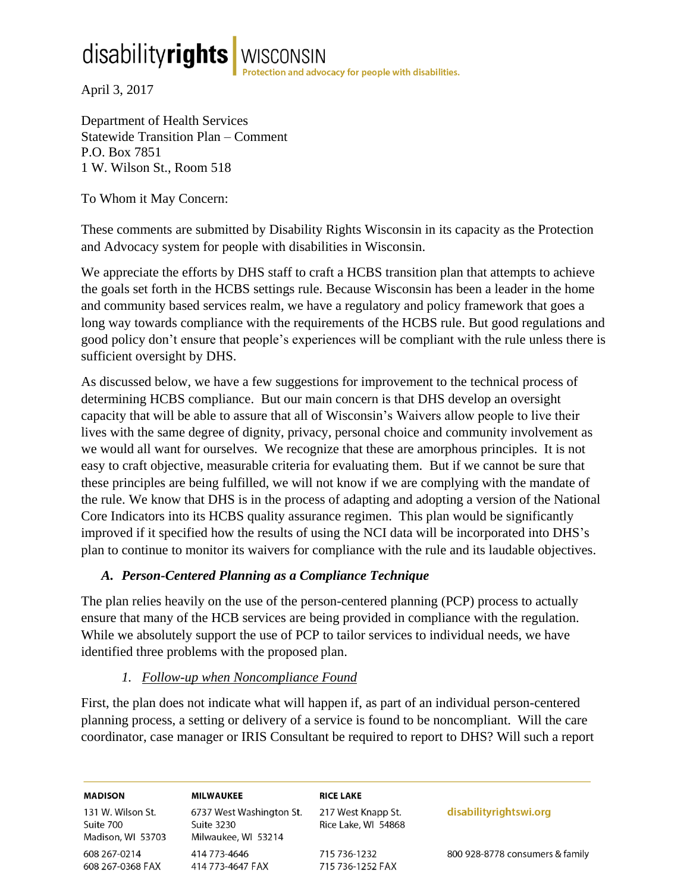disability**rights** | WISCONSIN
Protection and advocacy for people with disabilities.

April 3, 2017

Department of Health Services
Statewide Transition Plan – Comment
P.O. Box 7851
1 W. Wilson St., Room 518

To Whom it May Concern:

These comments are submitted by Disability Rights Wisconsin in its capacity as the Protection and Advocacy system for people with disabilities in Wisconsin.

We appreciate the efforts by DHS staff to craft a HCBS transition plan that attempts to achieve the goals set forth in the HCBS settings rule. Because Wisconsin has been a leader in the home and community based services realm, we have a regulatory and policy framework that goes a long way towards compliance with the requirements of the HCBS rule. But good regulations and good policy don't ensure that people's experiences will be compliant with the rule unless there is sufficient oversight by DHS.

As discussed below, we have a few suggestions for improvement to the technical process of determining HCBS compliance. But our main concern is that DHS develop an oversight capacity that will be able to assure that all of Wisconsin's Waivers allow people to live their lives with the same degree of dignity, privacy, personal choice and community involvement as we would all want for ourselves. We recognize that these are amorphous principles. It is not easy to craft objective, measurable criteria for evaluating them. But if we cannot be sure that these principles are being fulfilled, we will not know if we are complying with the mandate of the rule. We know that DHS is in the process of adapting and adopting a version of the National Core Indicators into its HCBS quality assurance regimen. This plan would be significantly improved if it specified how the results of using the NCI data will be incorporated into DHS's plan to continue to monitor its waivers for compliance with the rule and its laudable objectives.

### *A. Person-Centered Planning as a Compliance Technique*

The plan relies heavily on the use of the person-centered planning (PCP) process to actually ensure that many of the HCB services are being provided in compliance with the regulation. While we absolutely support the use of PCP to tailor services to individual needs, we have identified three problems with the proposed plan.

#### *1. <u>Follow-up when Noncompliance Found</u>*

First, the plan does not indicate what will happen if, as part of an individual person-centered planning process, a setting or delivery of a service is found to be noncompliant. Will the care coordinator, case manager or IRIS Consultant be required to report to DHS? Will such a report

**MADISON**
131 W. Wilson St.
Suite 700
Madison, WI 53703
608 267-0214
608 267-0368 FAX

**MILWAUKEE**
6737 West Washington St.
Suite 3230
Milwaukee, WI 53214
414 773-4646
414 773-4647 FAX

**RICE LAKE**
217 West Knapp St.
Rice Lake, WI 54868
715 736-1232
715 736-1252 FAX

disabilityrightswi.org
800 928-8778 consumers & family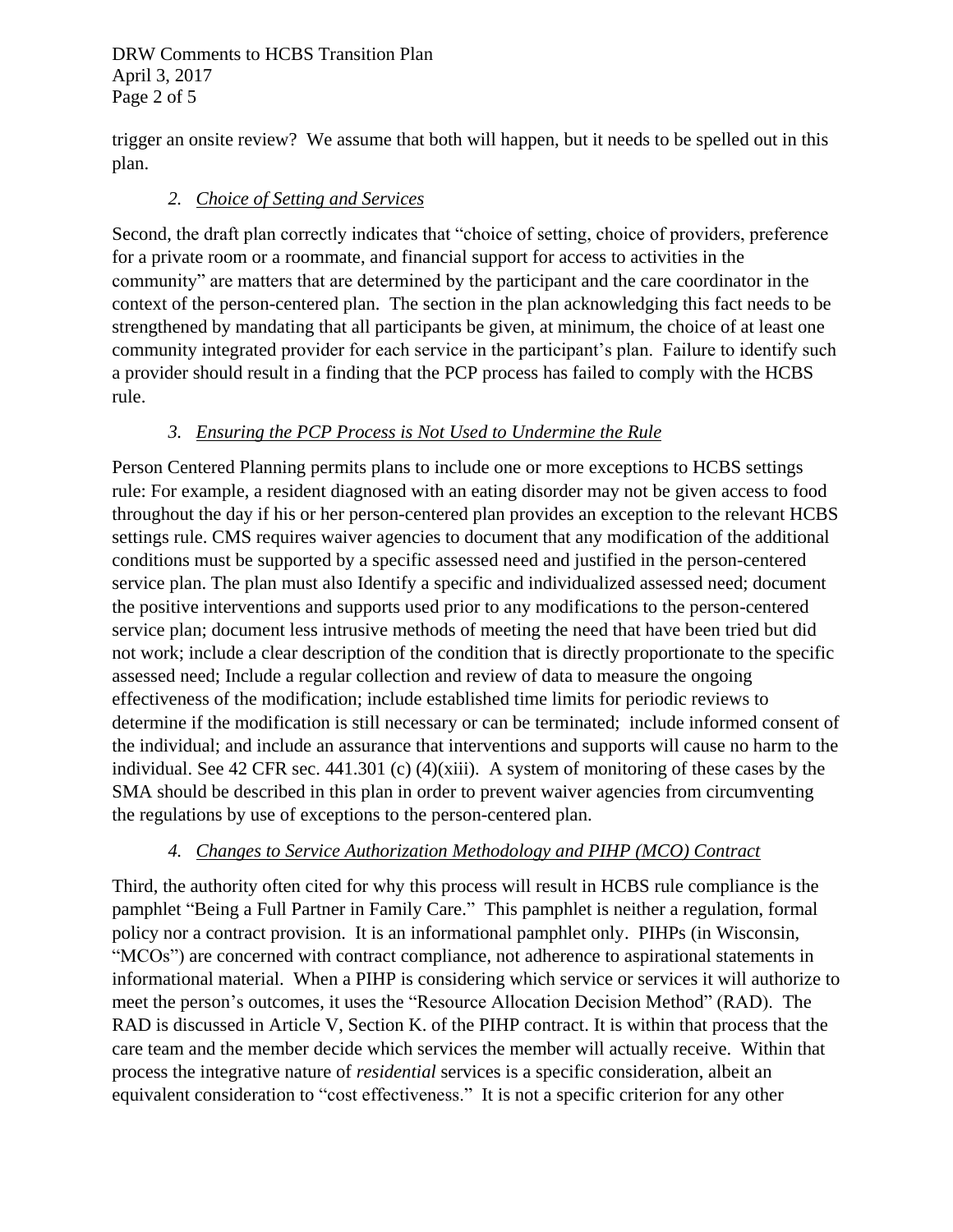trigger an onsite review? We assume that both will happen, but it needs to be spelled out in this plan.

### 2. *Choice of Setting and Services*

Second, the draft plan correctly indicates that "choice of setting, choice of providers, preference for a private room or a roommate, and financial support for access to activities in the community" are matters that are determined by the participant and the care coordinator in the context of the person-centered plan. The section in the plan acknowledging this fact needs to be strengthened by mandating that all participants be given, at minimum, the choice of at least one community integrated provider for each service in the participant's plan. Failure to identify such a provider should result in a finding that the PCP process has failed to comply with the HCBS rule.

### 3. *Ensuring the PCP Process is Not Used to Undermine the Rule*

Person Centered Planning permits plans to include one or more exceptions to HCBS settings rule: For example, a resident diagnosed with an eating disorder may not be given access to food throughout the day if his or her person-centered plan provides an exception to the relevant HCBS settings rule. CMS requires waiver agencies to document that any modification of the additional conditions must be supported by a specific assessed need and justified in the person-centered service plan. The plan must also Identify a specific and individualized assessed need; document the positive interventions and supports used prior to any modifications to the person-centered service plan; document less intrusive methods of meeting the need that have been tried but did not work; include a clear description of the condition that is directly proportionate to the specific assessed need; Include a regular collection and review of data to measure the ongoing effectiveness of the modification; include established time limits for periodic reviews to determine if the modification is still necessary or can be terminated; include informed consent of the individual; and include an assurance that interventions and supports will cause no harm to the individual. See 42 CFR sec. 441.301 (c) (4)(xiii). A system of monitoring of these cases by the SMA should be described in this plan in order to prevent waiver agencies from circumventing the regulations by use of exceptions to the person-centered plan.

### 4. *Changes to Service Authorization Methodology and PIHP (MCO) Contract*

Third, the authority often cited for why this process will result in HCBS rule compliance is the pamphlet "Being a Full Partner in Family Care." This pamphlet is neither a regulation, formal policy nor a contract provision. It is an informational pamphlet only. PIHPs (in Wisconsin, "MCOs") are concerned with contract compliance, not adherence to aspirational statements in informational material. When a PIHP is considering which service or services it will authorize to meet the person's outcomes, it uses the "Resource Allocation Decision Method" (RAD). The RAD is discussed in Article V, Section K. of the PIHP contract. It is within that process that the care team and the member decide which services the member will actually receive. Within that process the integrative nature of *residential* services is a specific consideration, albeit an equivalent consideration to "cost effectiveness." It is not a specific criterion for any other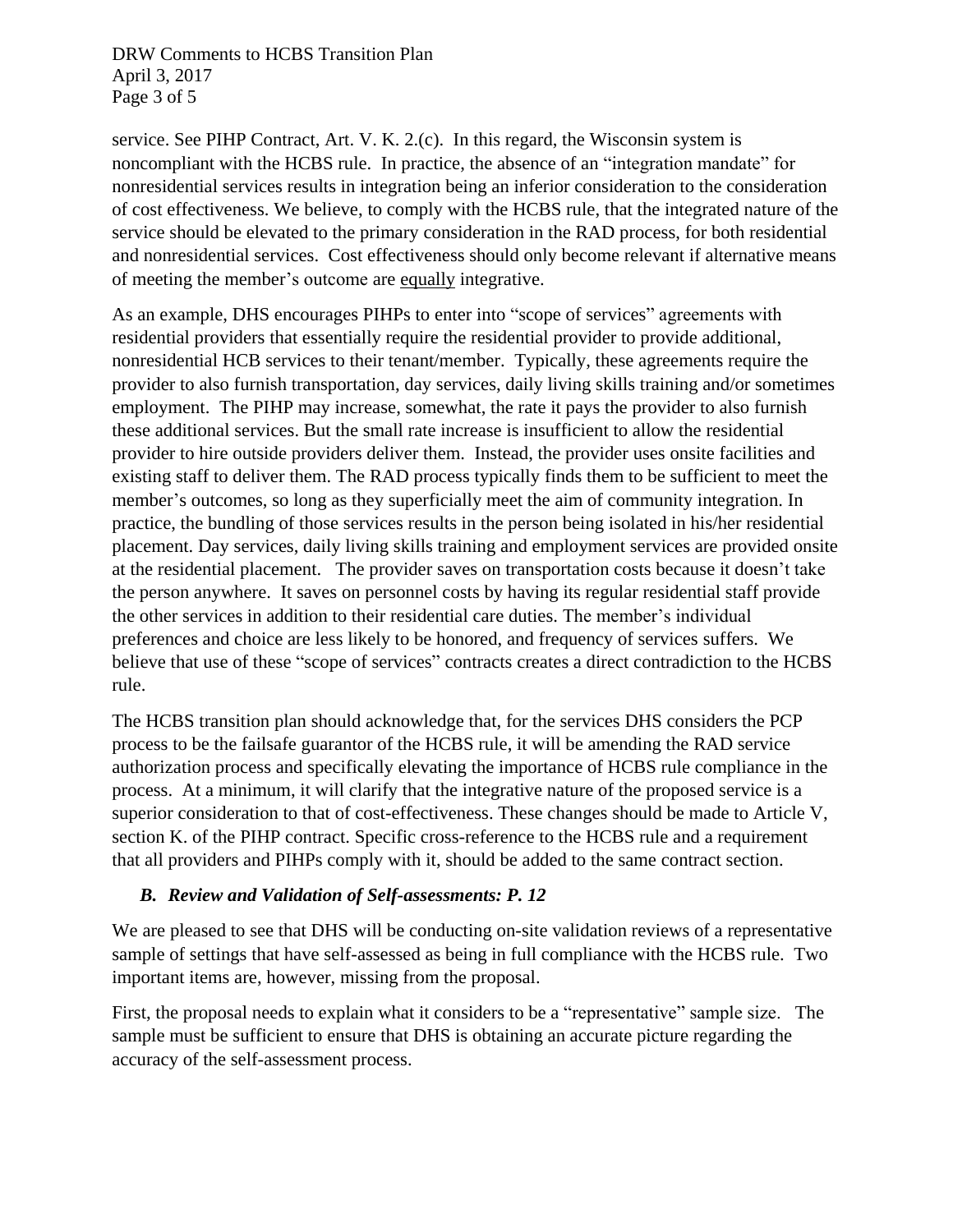service. See PIHP Contract, Art. V. K. 2.(c). In this regard, the Wisconsin system is noncompliant with the HCBS rule. In practice, the absence of an "integration mandate" for nonresidential services results in integration being an inferior consideration to the consideration of cost effectiveness. We believe, to comply with the HCBS rule, that the integrated nature of the service should be elevated to the primary consideration in the RAD process, for both residential and nonresidential services. Cost effectiveness should only become relevant if alternative means of meeting the member's outcome are <u>equally</u> integrative.

As an example, DHS encourages PIHPs to enter into "scope of services" agreements with residential providers that essentially require the residential provider to provide additional, nonresidential HCB services to their tenant/member. Typically, these agreements require the provider to also furnish transportation, day services, daily living skills training and/or sometimes employment. The PIHP may increase, somewhat, the rate it pays the provider to also furnish these additional services. But the small rate increase is insufficient to allow the residential provider to hire outside providers deliver them. Instead, the provider uses onsite facilities and existing staff to deliver them. The RAD process typically finds them to be sufficient to meet the member's outcomes, so long as they superficially meet the aim of community integration. In practice, the bundling of those services results in the person being isolated in his/her residential placement. Day services, daily living skills training and employment services are provided onsite at the residential placement. The provider saves on transportation costs because it doesn't take the person anywhere. It saves on personnel costs by having its regular residential staff provide the other services in addition to their residential care duties. The member's individual preferences and choice are less likely to be honored, and frequency of services suffers. We believe that use of these "scope of services" contracts creates a direct contradiction to the HCBS rule.

The HCBS transition plan should acknowledge that, for the services DHS considers the PCP process to be the failsafe guarantor of the HCBS rule, it will be amending the RAD service authorization process and specifically elevating the importance of HCBS rule compliance in the process. At a minimum, it will clarify that the integrative nature of the proposed service is a superior consideration to that of cost-effectiveness. These changes should be made to Article V, section K. of the PIHP contract. Specific cross-reference to the HCBS rule and a requirement that all providers and PIHPs comply with it, should be added to the same contract section.

### *B. Review and Validation of Self-assessments: P. 12*

We are pleased to see that DHS will be conducting on-site validation reviews of a representative sample of settings that have self-assessed as being in full compliance with the HCBS rule. Two important items are, however, missing from the proposal.

First, the proposal needs to explain what it considers to be a "representative" sample size. The sample must be sufficient to ensure that DHS is obtaining an accurate picture regarding the accuracy of the self-assessment process.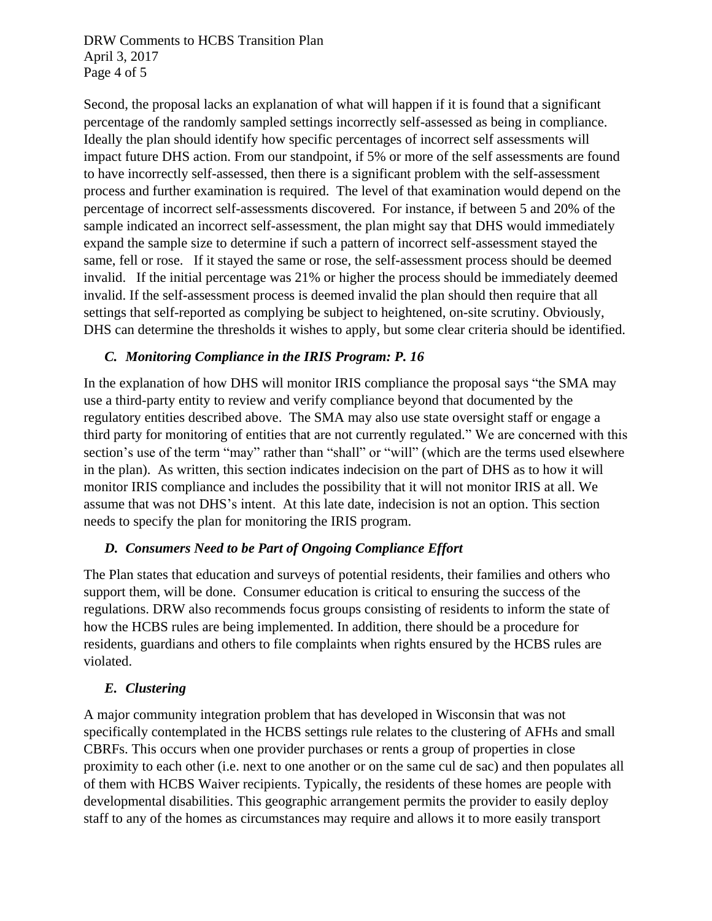Second, the proposal lacks an explanation of what will happen if it is found that a significant percentage of the randomly sampled settings incorrectly self-assessed as being in compliance. Ideally the plan should identify how specific percentages of incorrect self assessments will impact future DHS action. From our standpoint, if 5% or more of the self assessments are found to have incorrectly self-assessed, then there is a significant problem with the self-assessment process and further examination is required. The level of that examination would depend on the percentage of incorrect self-assessments discovered. For instance, if between 5 and 20% of the sample indicated an incorrect self-assessment, the plan might say that DHS would immediately expand the sample size to determine if such a pattern of incorrect self-assessment stayed the same, fell or rose. If it stayed the same or rose, the self-assessment process should be deemed invalid. If the initial percentage was 21% or higher the process should be immediately deemed invalid. If the self-assessment process is deemed invalid the plan should then require that all settings that self-reported as complying be subject to heightened, on-site scrutiny. Obviously, DHS can determine the thresholds it wishes to apply, but some clear criteria should be identified.

### *C. Monitoring Compliance in the IRIS Program: P. 16*

In the explanation of how DHS will monitor IRIS compliance the proposal says "the SMA may use a third-party entity to review and verify compliance beyond that documented by the regulatory entities described above. The SMA may also use state oversight staff or engage a third party for monitoring of entities that are not currently regulated." We are concerned with this section's use of the term "may" rather than "shall" or "will" (which are the terms used elsewhere in the plan). As written, this section indicates indecision on the part of DHS as to how it will monitor IRIS compliance and includes the possibility that it will not monitor IRIS at all. We assume that was not DHS's intent. At this late date, indecision is not an option. This section needs to specify the plan for monitoring the IRIS program.

### *D. Consumers Need to be Part of Ongoing Compliance Effort*

The Plan states that education and surveys of potential residents, their families and others who support them, will be done. Consumer education is critical to ensuring the success of the regulations. DRW also recommends focus groups consisting of residents to inform the state of how the HCBS rules are being implemented. In addition, there should be a procedure for residents, guardians and others to file complaints when rights ensured by the HCBS rules are violated.

### *E. Clustering*

A major community integration problem that has developed in Wisconsin that was not specifically contemplated in the HCBS settings rule relates to the clustering of AFHs and small CBRFs. This occurs when one provider purchases or rents a group of properties in close proximity to each other (i.e. next to one another or on the same cul de sac) and then populates all of them with HCBS Waiver recipients. Typically, the residents of these homes are people with developmental disabilities. This geographic arrangement permits the provider to easily deploy staff to any of the homes as circumstances may require and allows it to more easily transport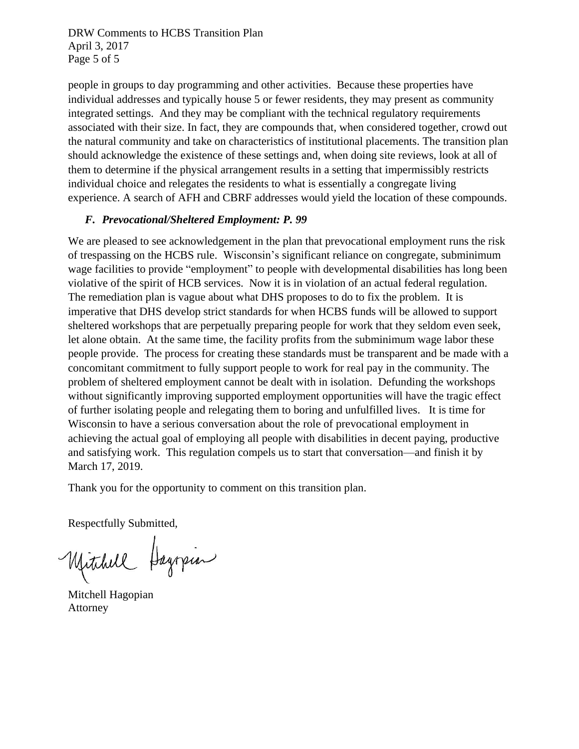people in groups to day programming and other activities. Because these properties have individual addresses and typically house 5 or fewer residents, they may present as community integrated settings. And they may be compliant with the technical regulatory requirements associated with their size. In fact, they are compounds that, when considered together, crowd out the natural community and take on characteristics of institutional placements. The transition plan should acknowledge the existence of these settings and, when doing site reviews, look at all of them to determine if the physical arrangement results in a setting that impermissibly restricts individual choice and relegates the residents to what is essentially a congregate living experience. A search of AFH and CBRF addresses would yield the location of these compounds.

***F. Prevocational/Sheltered Employment: P. 99***

We are pleased to see acknowledgement in the plan that prevocational employment runs the risk of trespassing on the HCBS rule. Wisconsin's significant reliance on congregate, subminimum wage facilities to provide "employment" to people with developmental disabilities has long been violative of the spirit of HCB services. Now it is in violation of an actual federal regulation. The remediation plan is vague about what DHS proposes to do to fix the problem. It is imperative that DHS develop strict standards for when HCBS funds will be allowed to support sheltered workshops that are perpetually preparing people for work that they seldom even seek, let alone obtain. At the same time, the facility profits from the subminimum wage labor these people provide. The process for creating these standards must be transparent and be made with a concomitant commitment to fully support people to work for real pay in the community. The problem of sheltered employment cannot be dealt with in isolation. Defunding the workshops without significantly improving supported employment opportunities will have the tragic effect of further isolating people and relegating them to boring and unfulfilled lives. It is time for Wisconsin to have a serious conversation about the role of prevocational employment in achieving the actual goal of employing all people with disabilities in decent paying, productive and satisfying work. This regulation compels us to start that conversation—and finish it by March 17, 2019.

Thank you for the opportunity to comment on this transition plan.

Respectfully Submitted,

Mitchell Hagopian

Mitchell Hagopian
Attorney